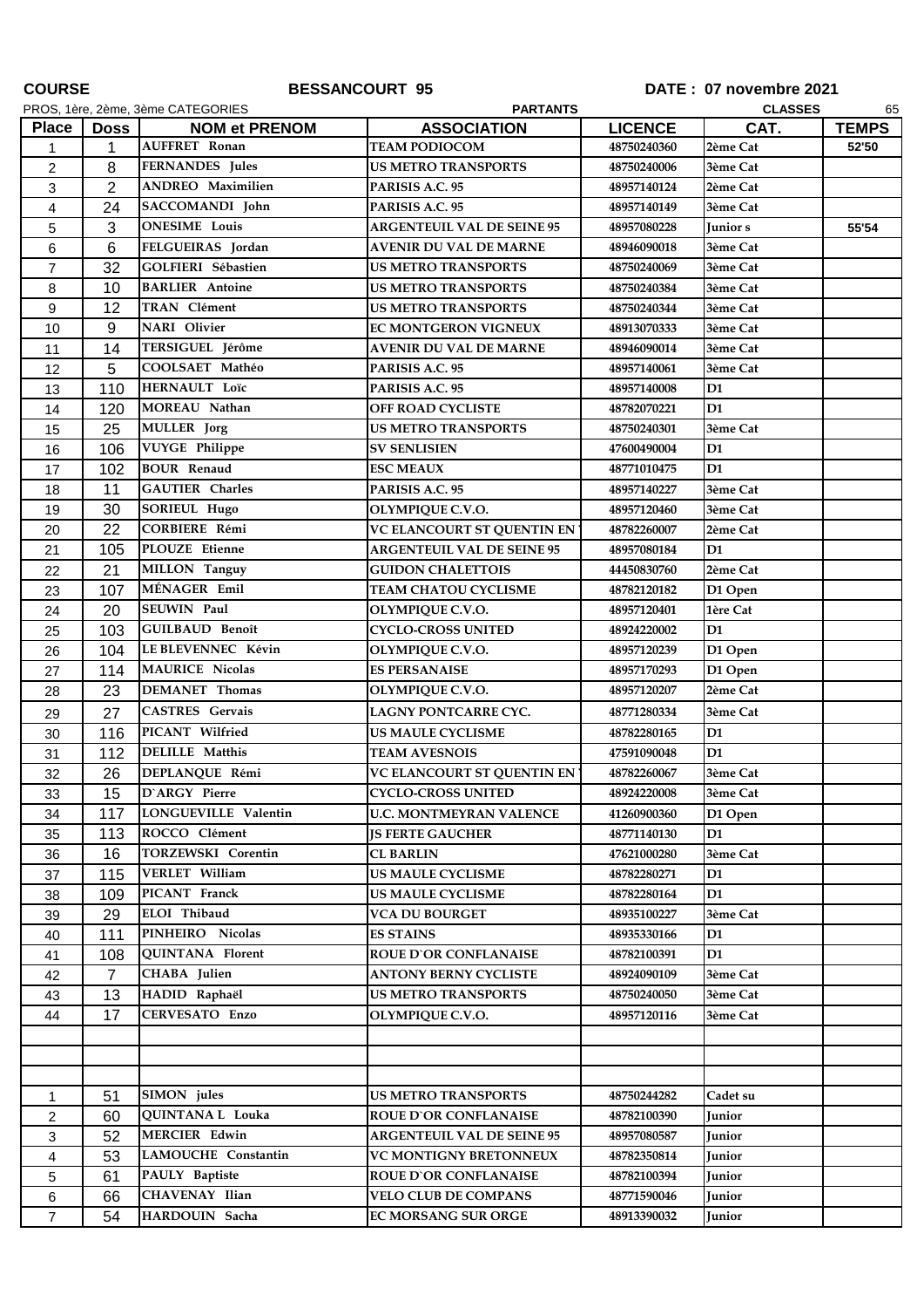**COURSE** **BESSANCOURT 95** **DATE : 07 novembre 2021**

PROS, 1ère, 2ème, 3ème CATEGORIES **PARTANTS** **CLASSES** 65

| Place | Doss | NOM et PRENOM | ASSOCIATION | LICENCE | CAT. | TEMPS |
|---|---|---|---|---|---|---|
| 1 | 1 | AUFFRET Ronan | TEAM PODIOCOM | 48750240360 | 2ème Cat | 52'50 |
| 2 | 8 | FERNANDES Jules | US METRO TRANSPORTS | 48750240006 | 3ème Cat | |
| 3 | 2 | ANDREO Maximilien | PARISIS A.C. 95 | 48957140124 | 2ème Cat | |
| 4 | 24 | SACCOMANDI John | PARISIS A.C. 95 | 48957140149 | 3ème Cat | |
| 5 | 3 | ONESIME Louis | ARGENTEUIL VAL DE SEINE 95 | 48957080228 | Junior s | 55'54 |
| 6 | 6 | FELGUEIRAS Jordan | AVENIR DU VAL DE MARNE | 48946090018 | 3ème Cat | |
| 7 | 32 | GOLFIERI Sébastien | US METRO TRANSPORTS | 48750240069 | 3ème Cat | |
| 8 | 10 | BARLIER Antoine | US METRO TRANSPORTS | 48750240384 | 3ème Cat | |
| 9 | 12 | TRAN Clément | US METRO TRANSPORTS | 48750240344 | 3ème Cat | |
| 10 | 9 | NARI Olivier | EC MONTGERON VIGNEUX | 48913070333 | 3ème Cat | |
| 11 | 14 | TERSIGUEL Jérôme | AVENIR DU VAL DE MARNE | 48946090014 | 3ème Cat | |
| 12 | 5 | COOLSAET Mathéo | PARISIS A.C. 95 | 48957140061 | 3ème Cat | |
| 13 | 110 | HERNAULT Loïc | PARISIS A.C. 95 | 48957140008 | D1 | |
| 14 | 120 | MOREAU Nathan | OFF ROAD CYCLISTE | 48782070221 | D1 | |
| 15 | 25 | MULLER Jorg | US METRO TRANSPORTS | 48750240301 | 3ème Cat | |
| 16 | 106 | VUYGE Philippe | SV SENLISIEN | 47600490004 | D1 | |
| 17 | 102 | BOUR Renaud | ESC MEAUX | 48771010475 | D1 | |
| 18 | 11 | GAUTIER Charles | PARISIS A.C. 95 | 48957140227 | 3ème Cat | |
| 19 | 30 | SORIEUL Hugo | OLYMPIQUE C.V.O. | 48957120460 | 3ème Cat | |
| 20 | 22 | CORBIERE Rémi | VC ELANCOURT ST QUENTIN EN | 48782260007 | 2ème Cat | |
| 21 | 105 | PLOUZE Etienne | ARGENTEUIL VAL DE SEINE 95 | 48957080184 | D1 | |
| 22 | 21 | MILLON Tanguy | GUIDON CHALETTOIS | 44450830760 | 2ème Cat | |
| 23 | 107 | MÉNAGER Emil | TEAM CHATOU CYCLISME | 48782120182 | D1 Open | |
| 24 | 20 | SEUWIN Paul | OLYMPIQUE C.V.O. | 48957120401 | 1ère Cat | |
| 25 | 103 | GUILBAUD Benoît | CYCLO-CROSS UNITED | 48924220002 | D1 | |
| 26 | 104 | LE BLEVENNEC Kévin | OLYMPIQUE C.V.O. | 48957120239 | D1 Open | |
| 27 | 114 | MAURICE Nicolas | ES PERSANAISE | 48957170293 | D1 Open | |
| 28 | 23 | DEMANET Thomas | OLYMPIQUE C.V.O. | 48957120207 | 2ème Cat | |
| 29 | 27 | CASTRES Gervais | LAGNY PONTCARRE CYC. | 48771280334 | 3ème Cat | |
| 30 | 116 | PICANT Wilfried | US MAULE CYCLISME | 48782280165 | D1 | |
| 31 | 112 | DELILLE Matthis | TEAM AVESNOIS | 47591090048 | D1 | |
| 32 | 26 | DEPLANQUE Rémi | VC ELANCOURT ST QUENTIN EN | 48782260067 | 3ème Cat | |
| 33 | 15 | D`ARGY Pierre | CYCLO-CROSS UNITED | 48924220008 | 3ème Cat | |
| 34 | 117 | LONGUEVILLE Valentin | U.C. MONTMEYRAN VALENCE | 41260900360 | D1 Open | |
| 35 | 113 | ROCCO Clément | JS FERTE GAUCHER | 48771140130 | D1 | |
| 36 | 16 | TORZEWSKI Corentin | CL BARLIN | 47621000280 | 3ème Cat | |
| 37 | 115 | VERLET William | US MAULE CYCLISME | 48782280271 | D1 | |
| 38 | 109 | PICANT Franck | US MAULE CYCLISME | 48782280164 | D1 | |
| 39 | 29 | ELOI Thibaud | VCA DU BOURGET | 48935100227 | 3ème Cat | |
| 40 | 111 | PINHEIRO Nicolas | ES STAINS | 48935330166 | D1 | |
| 41 | 108 | QUINTANA Florent | ROUE D`OR CONFLANAISE | 48782100391 | D1 | |
| 42 | 7 | CHABA Julien | ANTONY BERNY CYCLISTE | 48924090109 | 3ème Cat | |
| 43 | 13 | HADID Raphaël | US METRO TRANSPORTS | 48750240050 | 3ème Cat | |
| 44 | 17 | CERVESATO Enzo | OLYMPIQUE C.V.O. | 48957120116 | 3ème Cat | |
| | | | | | | |
| | | | | | | |
| | | | | | | |
| 1 | 51 | SIMON jules | US METRO TRANSPORTS | 48750244282 | Cadet su | |
| 2 | 60 | QUINTANA L Louka | ROUE D`OR CONFLANAISE | 48782100390 | Junior | |
| 3 | 52 | MERCIER Edwin | ARGENTEUIL VAL DE SEINE 95 | 48957080587 | Junior | |
| 4 | 53 | LAMOUCHE Constantin | VC MONTIGNY BRETONNEUX | 48782350814 | Junior | |
| 5 | 61 | PAULY Baptiste | ROUE D`OR CONFLANAISE | 48782100394 | Junior | |
| 6 | 66 | CHAVENAY Ilian | VELO CLUB DE COMPANS | 48771590046 | Junior | |
| 7 | 54 | HARDOUIN Sacha | EC MORSANG SUR ORGE | 48913390032 | Junior | |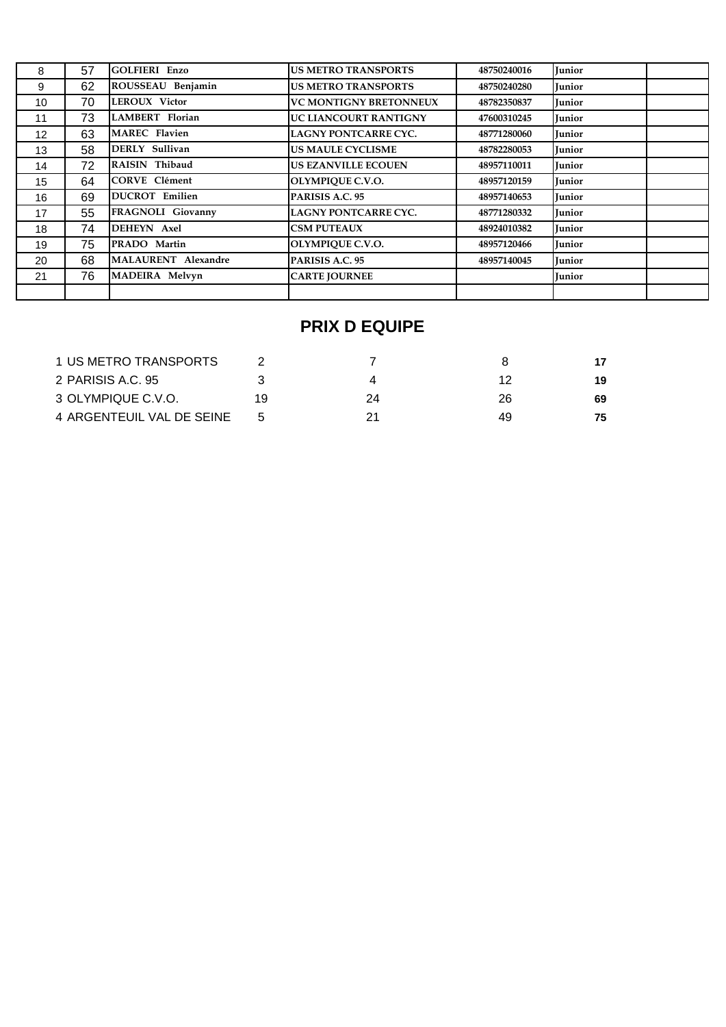| | | | | | | |
|---|---|---|---|---|---|---|
| 8 | 57 | **GOLFIERI Enzo** | **US METRO TRANSPORTS** | **48750240016** | **Junior** | |
| 9 | 62 | **ROUSSEAU Benjamin** | **US METRO TRANSPORTS** | **48750240280** | **Junior** | |
| 10 | 70 | **LEROUX Victor** | **VC MONTIGNY BRETONNEUX** | **48782350837** | **Junior** | |
| 11 | 73 | **LAMBERT Florian** | **UC LIANCOURT RANTIGNY** | **47600310245** | **Junior** | |
| 12 | 63 | **MAREC Flavien** | **LAGNY PONTCARRE CYC.** | **48771280060** | **Junior** | |
| 13 | 58 | **DERLY Sullivan** | **US MAULE CYCLISME** | **48782280053** | **Junior** | |
| 14 | 72 | **RAISIN Thibaud** | **US EZANVILLE ECOUEN** | **48957110011** | **Junior** | |
| 15 | 64 | **CORVE Clément** | **OLYMPIQUE C.V.O.** | **48957120159** | **Junior** | |
| 16 | 69 | **DUCROT Emilien** | **PARISIS A.C. 95** | **48957140653** | **Junior** | |
| 17 | 55 | **FRAGNOLI Giovanny** | **LAGNY PONTCARRE CYC.** | **48771280332** | **Junior** | |
| 18 | 74 | **DEHEYN Axel** | **CSM PUTEAUX** | **48924010382** | **Junior** | |
| 19 | 75 | **PRADO Martin** | **OLYMPIQUE C.V.O.** | **48957120466** | **Junior** | |
| 20 | 68 | **MALAURENT Alexandre** | **PARISIS A.C. 95** | **48957140045** | **Junior** | |
| 21 | 76 | **MADEIRA Melvyn** | **CARTE JOURNEE** | | **Junior** | |
| | | | | | | |

## PRIX D EQUIPE

| | | | | | |
|---|---|---|---|---|---|
| 1 | US METRO TRANSPORTS | 2 | 7 | 8 | **17** |
| 2 | PARISIS A.C. 95 | 3 | 4 | 12 | **19** |
| 3 | OLYMPIQUE C.V.O. | 19 | 24 | 26 | **69** |
| 4 | ARGENTEUIL VAL DE SEINE | 5 | 21 | 49 | **75** |